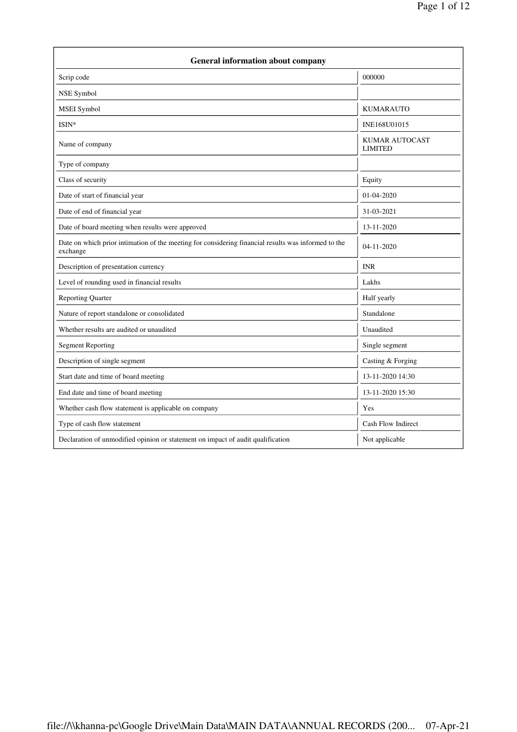| General information about company | |
|---|---|
| Scrip code | 000000 |
| NSE Symbol | |
| MSEI Symbol | KUMARAUTO |
| ISIN* | INE168U01015 |
| Name of company | KUMAR AUTOCAST LIMITED |
| Type of company | |
| Class of security | Equity |
| Date of start of financial year | 01-04-2020 |
| Date of end of financial year | 31-03-2021 |
| Date of board meeting when results were approved | 13-11-2020 |
| Date on which prior intimation of the meeting for considering financial results was informed to the exchange | 04-11-2020 |
| Description of presentation currency | INR |
| Level of rounding used in financial results | Lakhs |
| Reporting Quarter | Half yearly |
| Nature of report standalone or consolidated | Standalone |
| Whether results are audited or unaudited | Unaudited |
| Segment Reporting | Single segment |
| Description of single segment | Casting & Forging |
| Start date and time of board meeting | 13-11-2020 14:30 |
| End date and time of board meeting | 13-11-2020 15:30 |
| Whether cash flow statement is applicable on company | Yes |
| Type of cash flow statement | Cash Flow Indirect |
| Declaration of unmodified opinion or statement on impact of audit qualification | Not applicable |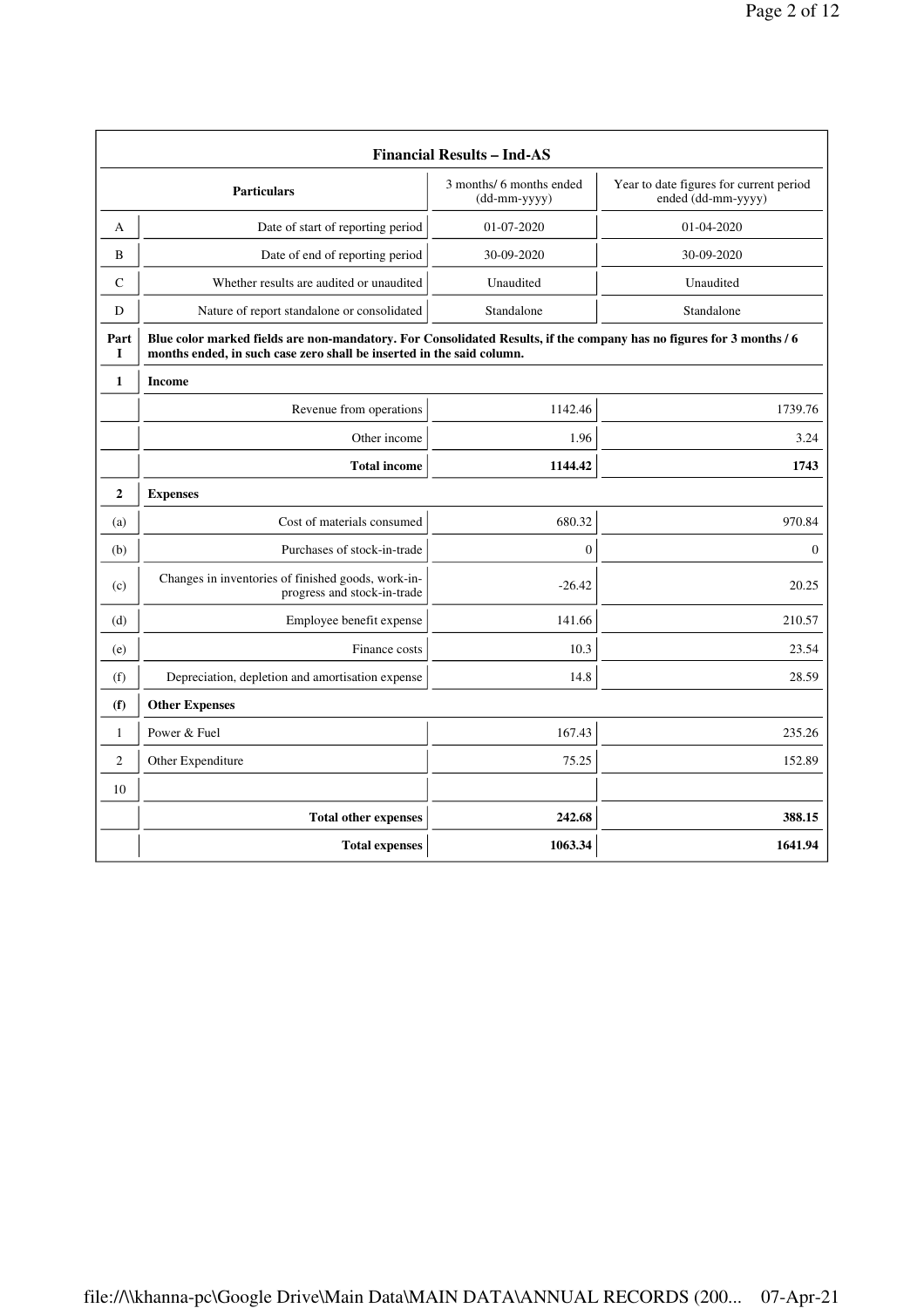| | Financial Results – Ind-AS | | |
|---|---|---|---|
| | **Particulars** | 3 months/ 6 months ended (dd-mm-yyyy) | Year to date figures for current period ended (dd-mm-yyyy) |
| A | Date of start of reporting period | 01-07-2020 | 01-04-2020 |
| B | Date of end of reporting period | 30-09-2020 | 30-09-2020 |
| C | Whether results are audited or unaudited | Unaudited | Unaudited |
| D | Nature of report standalone or consolidated | Standalone | Standalone |
| **Part I** | **Blue color marked fields are non-mandatory. For Consolidated Results, if the company has no figures for 3 months / 6 months ended, in such case zero shall be inserted in the said column.** | | |
| **1** | **Income** | | |
| | Revenue from operations | 1142.46 | 1739.76 |
| | Other income | 1.96 | 3.24 |
| | **Total income** | **1144.42** | **1743** |
| **2** | **Expenses** | | |
| (a) | Cost of materials consumed | 680.32 | 970.84 |
| (b) | Purchases of stock-in-trade | 0 | 0 |
| (c) | Changes in inventories of finished goods, work-in-progress and stock-in-trade | -26.42 | 20.25 |
| (d) | Employee benefit expense | 141.66 | 210.57 |
| (e) | Finance costs | 10.3 | 23.54 |
| (f) | Depreciation, depletion and amortisation expense | 14.8 | 28.59 |
| **(f)** | **Other Expenses** | | |
| 1 | Power & Fuel | 167.43 | 235.26 |
| 2 | Other Expenditure | 75.25 | 152.89 |
| 10 | | | |
| | **Total other expenses** | **242.68** | **388.15** |
| | **Total expenses** | **1063.34** | **1641.94** |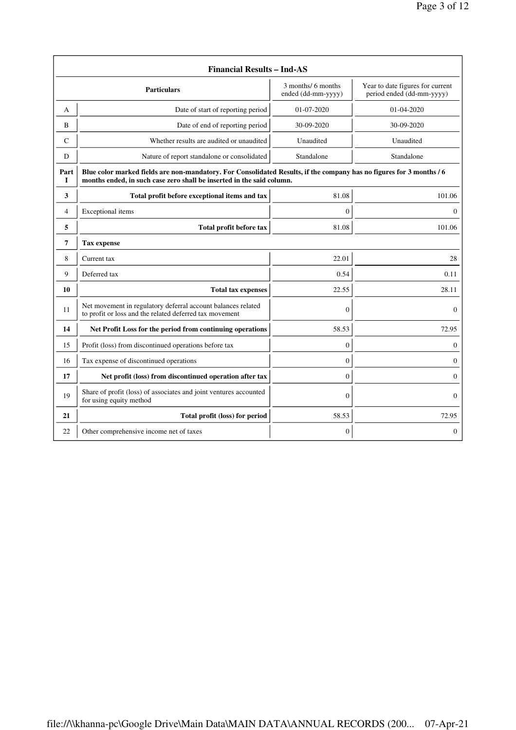| Financial Results – Ind-AS | | | |
|---|---|---|---|
| | Particulars | 3 months/ 6 months ended (dd-mm-yyyy) | Year to date figures for current period ended (dd-mm-yyyy) |
| A | Date of start of reporting period | 01-07-2020 | 01-04-2020 |
| B | Date of end of reporting period | 30-09-2020 | 30-09-2020 |
| C | Whether results are audited or unaudited | Unaudited | Unaudited |
| D | Nature of report standalone or consolidated | Standalone | Standalone |
| Part I | **Blue color marked fields are non-mandatory. For Consolidated Results, if the company has no figures for 3 months / 6 months ended, in such case zero shall be inserted in the said column.** | | |
| **3** | **Total profit before exceptional items and tax** | 81.08 | 101.06 |
| 4 | Exceptional items | 0 | 0 |
| **5** | **Total profit before tax** | 81.08 | 101.06 |
| **7** | **Tax expense** | | |
| 8 | Current tax | 22.01 | 28 |
| 9 | Deferred tax | 0.54 | 0.11 |
| **10** | **Total tax expenses** | 22.55 | 28.11 |
| 11 | Net movement in regulatory deferral account balances related to profit or loss and the related deferred tax movement | 0 | 0 |
| **14** | **Net Profit Loss for the period from continuing operations** | 58.53 | 72.95 |
| 15 | Profit (loss) from discontinued operations before tax | 0 | 0 |
| 16 | Tax expense of discontinued operations | 0 | 0 |
| **17** | **Net profit (loss) from discontinued operation after tax** | 0 | 0 |
| 19 | Share of profit (loss) of associates and joint ventures accounted for using equity method | 0 | 0 |
| **21** | **Total profit (loss) for period** | 58.53 | 72.95 |
| 22 | Other comprehensive income net of taxes | 0 | 0 |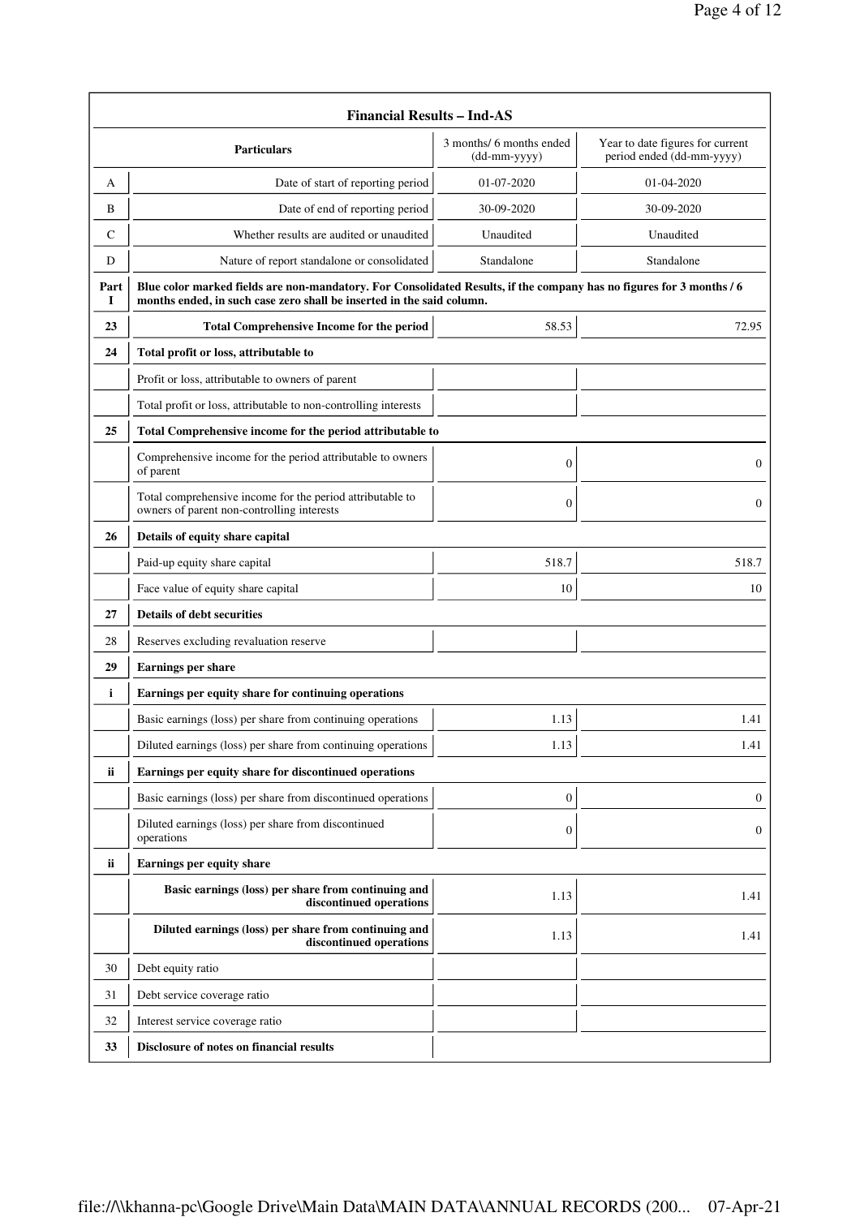| | Financial Results – Ind-AS | | |
|---|---|---|---|
| | Particulars | 3 months/ 6 months ended (dd-mm-yyyy) | Year to date figures for current period ended (dd-mm-yyyy) |
| A | Date of start of reporting period | 01-07-2020 | 01-04-2020 |
| B | Date of end of reporting period | 30-09-2020 | 30-09-2020 |
| C | Whether results are audited or unaudited | Unaudited | Unaudited |
| D | Nature of report standalone or consolidated | Standalone | Standalone |
| Part I | **Blue color marked fields are non-mandatory. For Consolidated Results, if the company has no figures for 3 months / 6 months ended, in such case zero shall be inserted in the said column.** | | |
| **23** | **Total Comprehensive Income for the period** | 58.53 | 72.95 |
| **24** | **Total profit or loss, attributable to** | | |
| | Profit or loss, attributable to owners of parent | | |
| | Total profit or loss, attributable to non-controlling interests | | |
| **25** | **Total Comprehensive income for the period attributable to** | | |
| | Comprehensive income for the period attributable to owners of parent | 0 | 0 |
| | Total comprehensive income for the period attributable to owners of parent non-controlling interests | 0 | 0 |
| **26** | **Details of equity share capital** | | |
| | Paid-up equity share capital | 518.7 | 518.7 |
| | Face value of equity share capital | 10 | 10 |
| **27** | **Details of debt securities** | | |
| 28 | Reserves excluding revaluation reserve | | |
| **29** | **Earnings per share** | | |
| **i** | **Earnings per equity share for continuing operations** | | |
| | Basic earnings (loss) per share from continuing operations | 1.13 | 1.41 |
| | Diluted earnings (loss) per share from continuing operations | 1.13 | 1.41 |
| **ii** | **Earnings per equity share for discontinued operations** | | |
| | Basic earnings (loss) per share from discontinued operations | 0 | 0 |
| | Diluted earnings (loss) per share from discontinued operations | 0 | 0 |
| **ii** | **Earnings per equity share** | | |
| | **Basic earnings (loss) per share from continuing and discontinued operations** | 1.13 | 1.41 |
| | **Diluted earnings (loss) per share from continuing and discontinued operations** | 1.13 | 1.41 |
| 30 | Debt equity ratio | | |
| 31 | Debt service coverage ratio | | |
| 32 | Interest service coverage ratio | | |
| **33** | **Disclosure of notes on financial results** | | |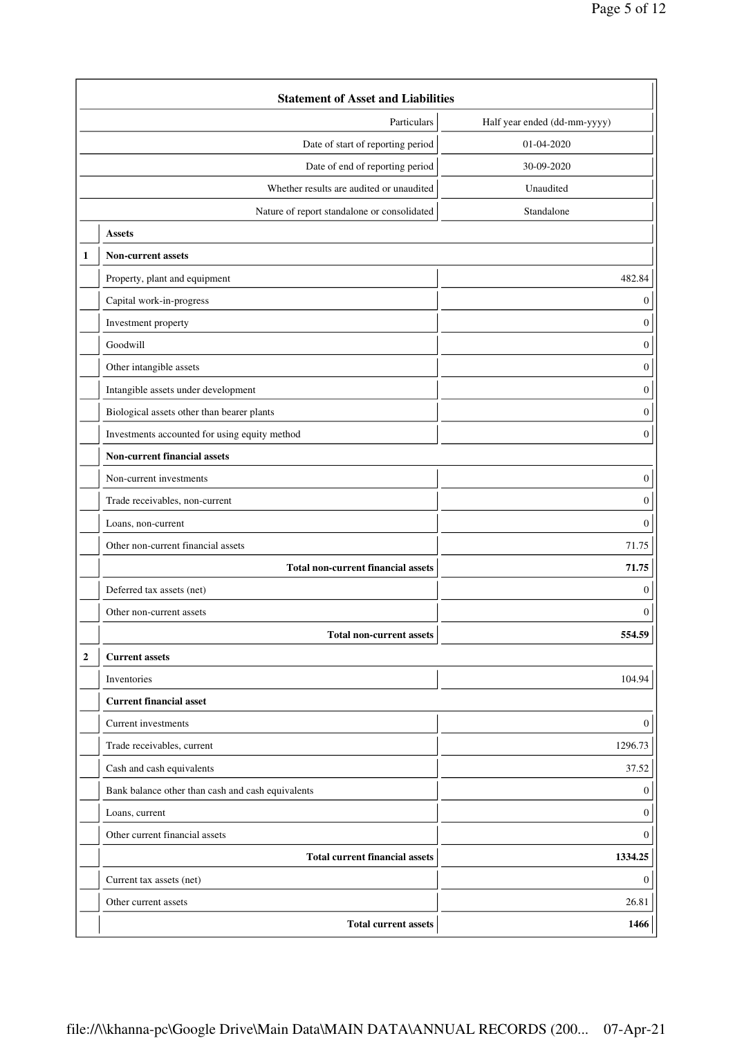| | **Statement of Asset and Liabilities** | |
|---|---|---|
| | Particulars | Half year ended (dd-mm-yyyy) |
| | Date of start of reporting period | 01-04-2020 |
| | Date of end of reporting period | 30-09-2020 |
| | Whether results are audited or unaudited | Unaudited |
| | Nature of report standalone or consolidated | Standalone |
| | **Assets** | |
| **1** | **Non-current assets** | |
| | Property, plant and equipment | 482.84 |
| | Capital work-in-progress | 0 |
| | Investment property | 0 |
| | Goodwill | 0 |
| | Other intangible assets | 0 |
| | Intangible assets under development | 0 |
| | Biological assets other than bearer plants | 0 |
| | Investments accounted for using equity method | 0 |
| | **Non-current financial assets** | |
| | Non-current investments | 0 |
| | Trade receivables, non-current | 0 |
| | Loans, non-current | 0 |
| | Other non-current financial assets | 71.75 |
| | **Total non-current financial assets** | **71.75** |
| | Deferred tax assets (net) | 0 |
| | Other non-current assets | 0 |
| | **Total non-current assets** | **554.59** |
| **2** | **Current assets** | |
| | Inventories | 104.94 |
| | **Current financial asset** | |
| | Current investments | 0 |
| | Trade receivables, current | 1296.73 |
| | Cash and cash equivalents | 37.52 |
| | Bank balance other than cash and cash equivalents | 0 |
| | Loans, current | 0 |
| | Other current financial assets | 0 |
| | **Total current financial assets** | **1334.25** |
| | Current tax assets (net) | 0 |
| | Other current assets | 26.81 |
| | **Total current assets** | **1466** |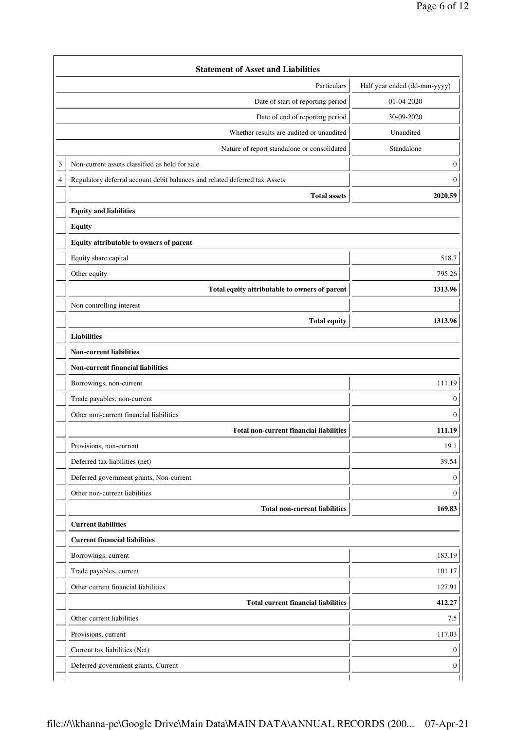| | Statement of Asset and Liabilities | |
|---|---|---|
| | Particulars | Half year ended (dd-mm-yyyy) |
| | Date of start of reporting period | 01-04-2020 |
| | Date of end of reporting period | 30-09-2020 |
| | Whether results are audited or unaudited | Unaudited |
| | Nature of report standalone or consolidated | Standalone |
| 3 | Non-current assets classified as held for sale | 0 |
| 4 | Regulatory deferral account debit balances and related deferred tax Assets | 0 |
| | **Total assets** | **2020.59** |
| | **Equity and liabilities** | |
| | **Equity** | |
| | **Equity attributable to owners of parent** | |
| | Equity share capital | 518.7 |
| | Other equity | 795.26 |
| | **Total equity attributable to owners of parent** | **1313.96** |
| | Non controlling interest | |
| | **Total equity** | **1313.96** |
| | **Liabilities** | |
| | **Non-current liabilities** | |
| | **Non-current financial liabilities** | |
| | Borrowings, non-current | 111.19 |
| | Trade payables, non-current | 0 |
| | Other non-current financial liabilities | 0 |
| | **Total non-current financial liabilities** | **111.19** |
| | Provisions, non-current | 19.1 |
| | Deferred tax liabilities (net) | 39.54 |
| | Deferred government grants, Non-current | 0 |
| | Other non-current liabilities | 0 |
| | **Total non-current liabilities** | **169.83** |
| | **Current liabilities** | |
| | **Current financial liabilities** | |
| | Borrowings, current | 183.19 |
| | Trade payables, current | 101.17 |
| | Other current financial liabilities | 127.91 |
| | **Total current financial liabilities** | **412.27** |
| | Other current liabilities | 7.5 |
| | Provisions, current | 117.03 |
| | Current tax liabilities (Net) | 0 |
| | Deferred government grants, Current | 0 |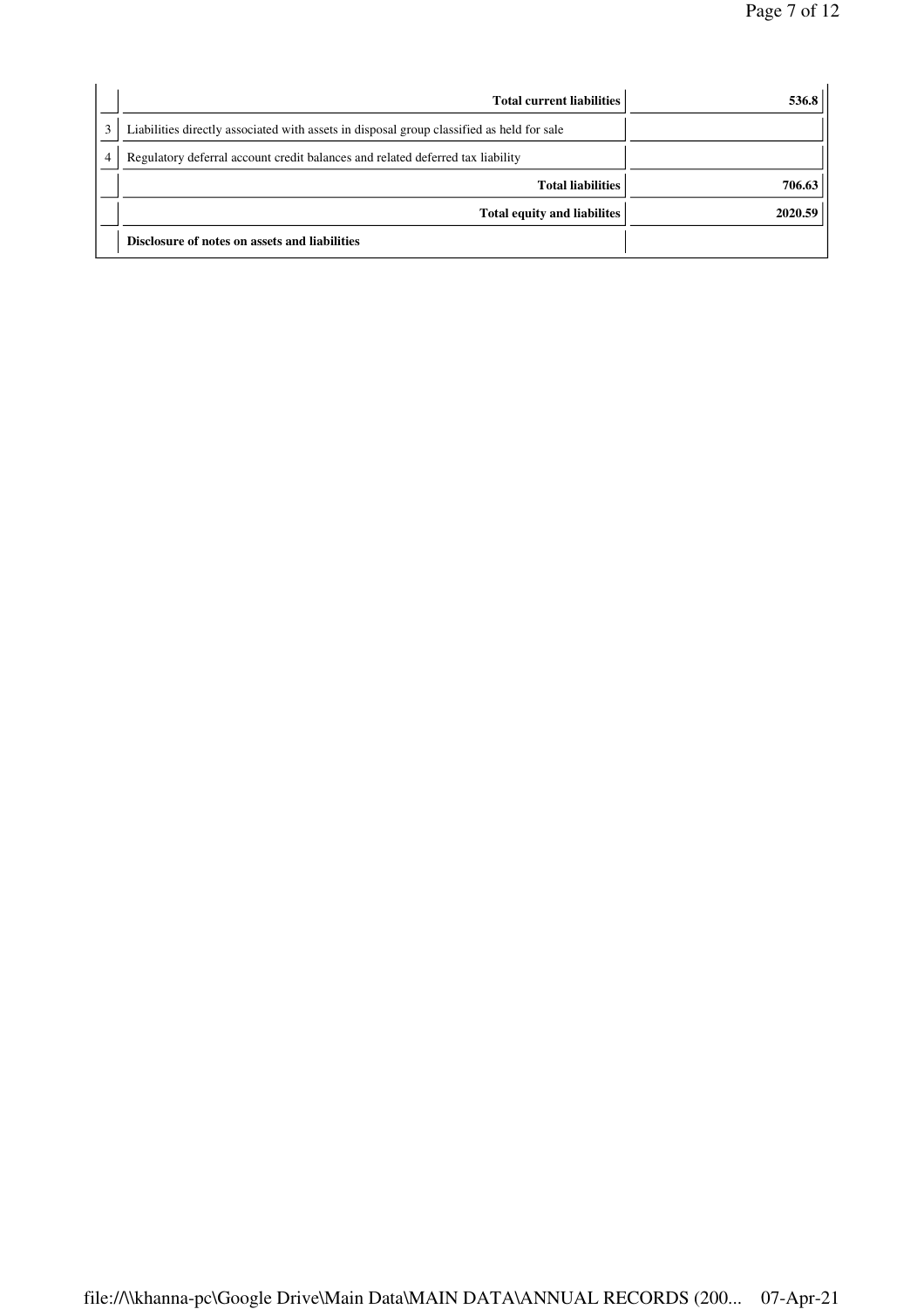| | | |
|---|---|---|
| | **Total current liabilities** | **536.8** |
| 3 | Liabilities directly associated with assets in disposal group classified as held for sale | |
| 4 | Regulatory deferral account credit balances and related deferred tax liability | |
| | **Total liabilities** | **706.63** |
| | **Total equity and liabilites** | **2020.59** |
| | **Disclosure of notes on assets and liabilities** | |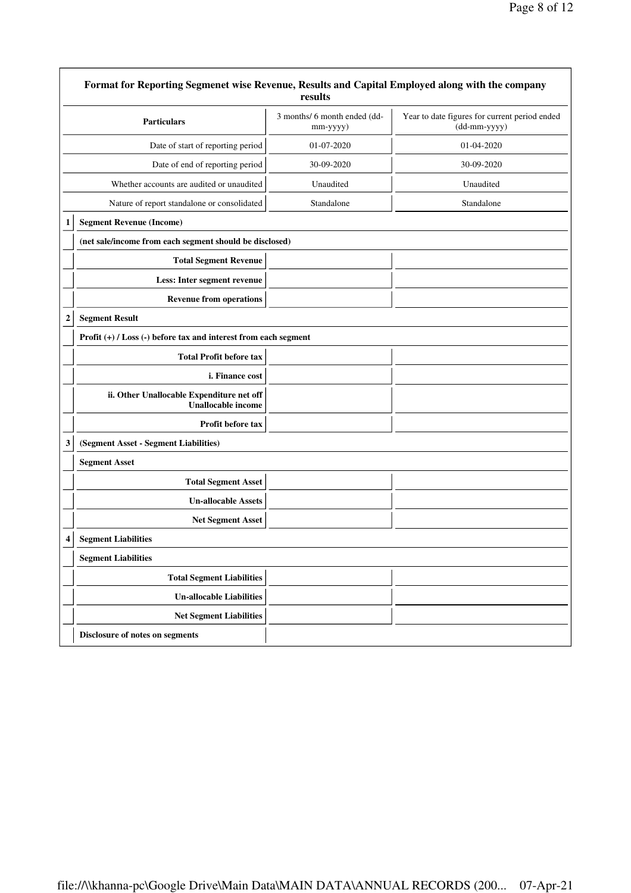## Format for Reporting Segmenet wise Revenue, Results and Capital Employed along with the company results

| | Particulars | 3 months/ 6 month ended (dd-mm-yyyy) | Year to date figures for current period ended (dd-mm-yyyy) |
|---|---|---|---|
| | Date of start of reporting period | 01-07-2020 | 01-04-2020 |
| | Date of end of reporting period | 30-09-2020 | 30-09-2020 |
| | Whether accounts are audited or unaudited | Unaudited | Unaudited |
| | Nature of report standalone or consolidated | Standalone | Standalone |
| 1 | **Segment Revenue (Income)** | | |
| | **(net sale/income from each segment should be disclosed)** | | |
| | **Total Segment Revenue** | | |
| | **Less: Inter segment revenue** | | |
| | **Revenue from operations** | | |
| 2 | **Segment Result** | | |
| | **Profit (+) / Loss (-) before tax and interest from each segment** | | |
| | **Total Profit before tax** | | |
| | **i. Finance cost** | | |
| | **ii. Other Unallocable Expenditure net off Unallocable income** | | |
| | **Profit before tax** | | |
| 3 | **(Segment Asset - Segment Liabilities)** | | |
| | **Segment Asset** | | |
| | **Total Segment Asset** | | |
| | **Un-allocable Assets** | | |
| | **Net Segment Asset** | | |
| 4 | **Segment Liabilities** | | |
| | **Segment Liabilities** | | |
| | **Total Segment Liabilities** | | |
| | **Un-allocable Liabilities** | | |
| | **Net Segment Liabilities** | | |
| | **Disclosure of notes on segments** | | |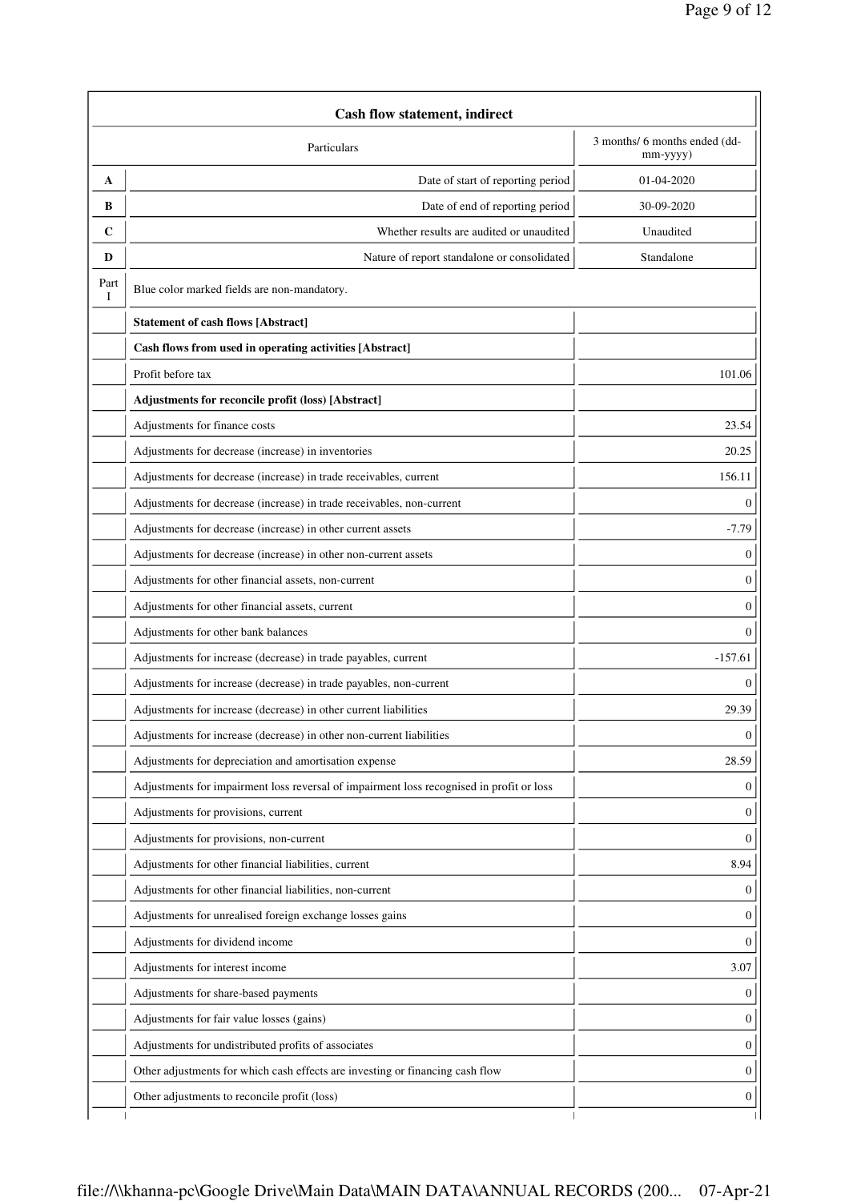| | Cash flow statement, indirect | |
|---|---|---|
| | Particulars | 3 months/ 6 months ended (dd-mm-yyyy) |
| A | Date of start of reporting period | 01-04-2020 |
| B | Date of end of reporting period | 30-09-2020 |
| C | Whether results are audited or unaudited | Unaudited |
| D | Nature of report standalone or consolidated | Standalone |
| Part I | Blue color marked fields are non-mandatory. | |
| | **Statement of cash flows [Abstract]** | |
| | **Cash flows from used in operating activities [Abstract]** | |
| | Profit before tax | 101.06 |
| | **Adjustments for reconcile profit (loss) [Abstract]** | |
| | Adjustments for finance costs | 23.54 |
| | Adjustments for decrease (increase) in inventories | 20.25 |
| | Adjustments for decrease (increase) in trade receivables, current | 156.11 |
| | Adjustments for decrease (increase) in trade receivables, non-current | 0 |
| | Adjustments for decrease (increase) in other current assets | -7.79 |
| | Adjustments for decrease (increase) in other non-current assets | 0 |
| | Adjustments for other financial assets, non-current | 0 |
| | Adjustments for other financial assets, current | 0 |
| | Adjustments for other bank balances | 0 |
| | Adjustments for increase (decrease) in trade payables, current | -157.61 |
| | Adjustments for increase (decrease) in trade payables, non-current | 0 |
| | Adjustments for increase (decrease) in other current liabilities | 29.39 |
| | Adjustments for increase (decrease) in other non-current liabilities | 0 |
| | Adjustments for depreciation and amortisation expense | 28.59 |
| | Adjustments for impairment loss reversal of impairment loss recognised in profit or loss | 0 |
| | Adjustments for provisions, current | 0 |
| | Adjustments for provisions, non-current | 0 |
| | Adjustments for other financial liabilities, current | 8.94 |
| | Adjustments for other financial liabilities, non-current | 0 |
| | Adjustments for unrealised foreign exchange losses gains | 0 |
| | Adjustments for dividend income | 0 |
| | Adjustments for interest income | 3.07 |
| | Adjustments for share-based payments | 0 |
| | Adjustments for fair value losses (gains) | 0 |
| | Adjustments for undistributed profits of associates | 0 |
| | Other adjustments for which cash effects are investing or financing cash flow | 0 |
| | Other adjustments to reconcile profit (loss) | 0 |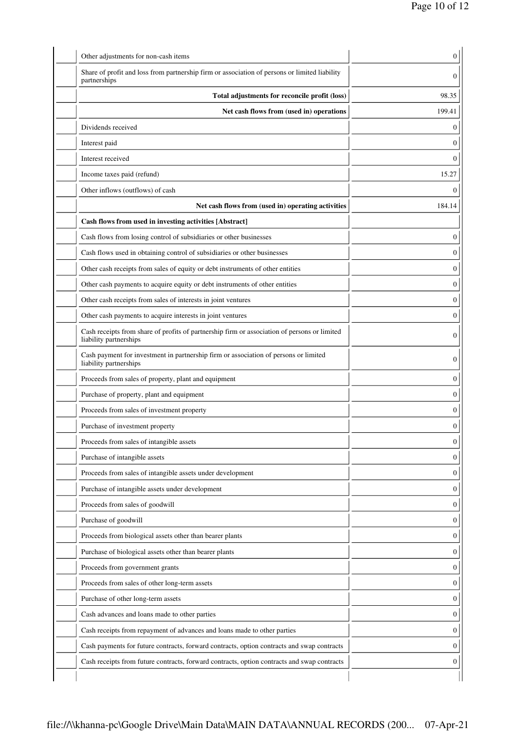| | | |
|---|---|---|
| | Other adjustments for non-cash items | 0 |
| | Share of profit and loss from partnership firm or association of persons or limited liability partnerships | 0 |
| | **Total adjustments for reconcile profit (loss)** | 98.35 |
| | **Net cash flows from (used in) operations** | 199.41 |
| | Dividends received | 0 |
| | Interest paid | 0 |
| | Interest received | 0 |
| | Income taxes paid (refund) | 15.27 |
| | Other inflows (outflows) of cash | 0 |
| | **Net cash flows from (used in) operating activities** | 184.14 |
| | **Cash flows from used in investing activities [Abstract]** | |
| | Cash flows from losing control of subsidiaries or other businesses | 0 |
| | Cash flows used in obtaining control of subsidiaries or other businesses | 0 |
| | Other cash receipts from sales of equity or debt instruments of other entities | 0 |
| | Other cash payments to acquire equity or debt instruments of other entities | 0 |
| | Other cash receipts from sales of interests in joint ventures | 0 |
| | Other cash payments to acquire interests in joint ventures | 0 |
| | Cash receipts from share of profits of partnership firm or association of persons or limited liability partnerships | 0 |
| | Cash payment for investment in partnership firm or association of persons or limited liability partnerships | 0 |
| | Proceeds from sales of property, plant and equipment | 0 |
| | Purchase of property, plant and equipment | 0 |
| | Proceeds from sales of investment property | 0 |
| | Purchase of investment property | 0 |
| | Proceeds from sales of intangible assets | 0 |
| | Purchase of intangible assets | 0 |
| | Proceeds from sales of intangible assets under development | 0 |
| | Purchase of intangible assets under development | 0 |
| | Proceeds from sales of goodwill | 0 |
| | Purchase of goodwill | 0 |
| | Proceeds from biological assets other than bearer plants | 0 |
| | Purchase of biological assets other than bearer plants | 0 |
| | Proceeds from government grants | 0 |
| | Proceeds from sales of other long-term assets | 0 |
| | Purchase of other long-term assets | 0 |
| | Cash advances and loans made to other parties | 0 |
| | Cash receipts from repayment of advances and loans made to other parties | 0 |
| | Cash payments for future contracts, forward contracts, option contracts and swap contracts | 0 |
| | Cash receipts from future contracts, forward contracts, option contracts and swap contracts | 0 |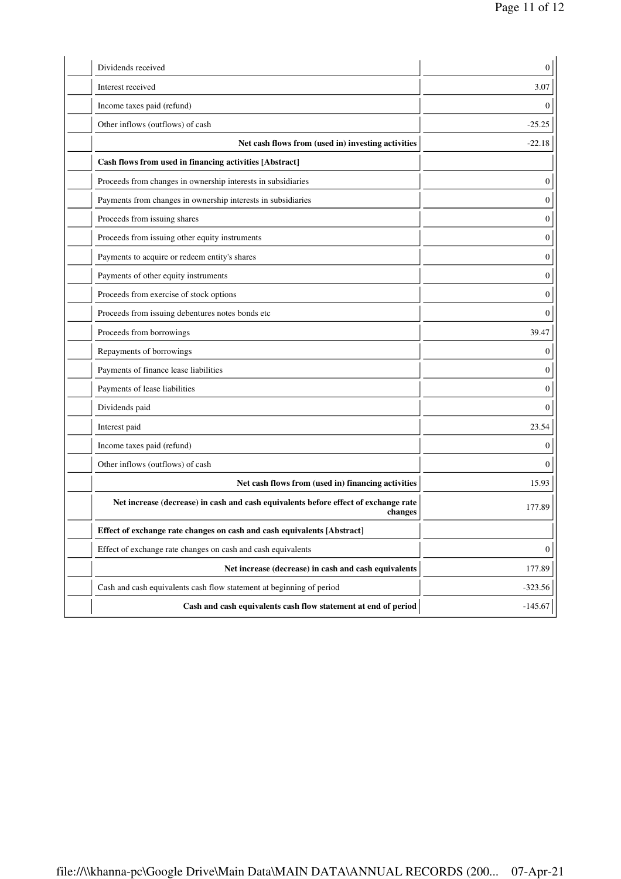| | | |
|---|---|---|
| | Dividends received | 0 |
| | Interest received | 3.07 |
| | Income taxes paid (refund) | 0 |
| | Other inflows (outflows) of cash | -25.25 |
| | **Net cash flows from (used in) investing activities** | -22.18 |
| | **Cash flows from used in financing activities [Abstract]** | |
| | Proceeds from changes in ownership interests in subsidiaries | 0 |
| | Payments from changes in ownership interests in subsidiaries | 0 |
| | Proceeds from issuing shares | 0 |
| | Proceeds from issuing other equity instruments | 0 |
| | Payments to acquire or redeem entity's shares | 0 |
| | Payments of other equity instruments | 0 |
| | Proceeds from exercise of stock options | 0 |
| | Proceeds from issuing debentures notes bonds etc | 0 |
| | Proceeds from borrowings | 39.47 |
| | Repayments of borrowings | 0 |
| | Payments of finance lease liabilities | 0 |
| | Payments of lease liabilities | 0 |
| | Dividends paid | 0 |
| | Interest paid | 23.54 |
| | Income taxes paid (refund) | 0 |
| | Other inflows (outflows) of cash | 0 |
| | **Net cash flows from (used in) financing activities** | 15.93 |
| | **Net increase (decrease) in cash and cash equivalents before effect of exchange rate changes** | 177.89 |
| | **Effect of exchange rate changes on cash and cash equivalents [Abstract]** | |
| | Effect of exchange rate changes on cash and cash equivalents | 0 |
| | **Net increase (decrease) in cash and cash equivalents** | 177.89 |
| | Cash and cash equivalents cash flow statement at beginning of period | -323.56 |
| | **Cash and cash equivalents cash flow statement at end of period** | -145.67 |